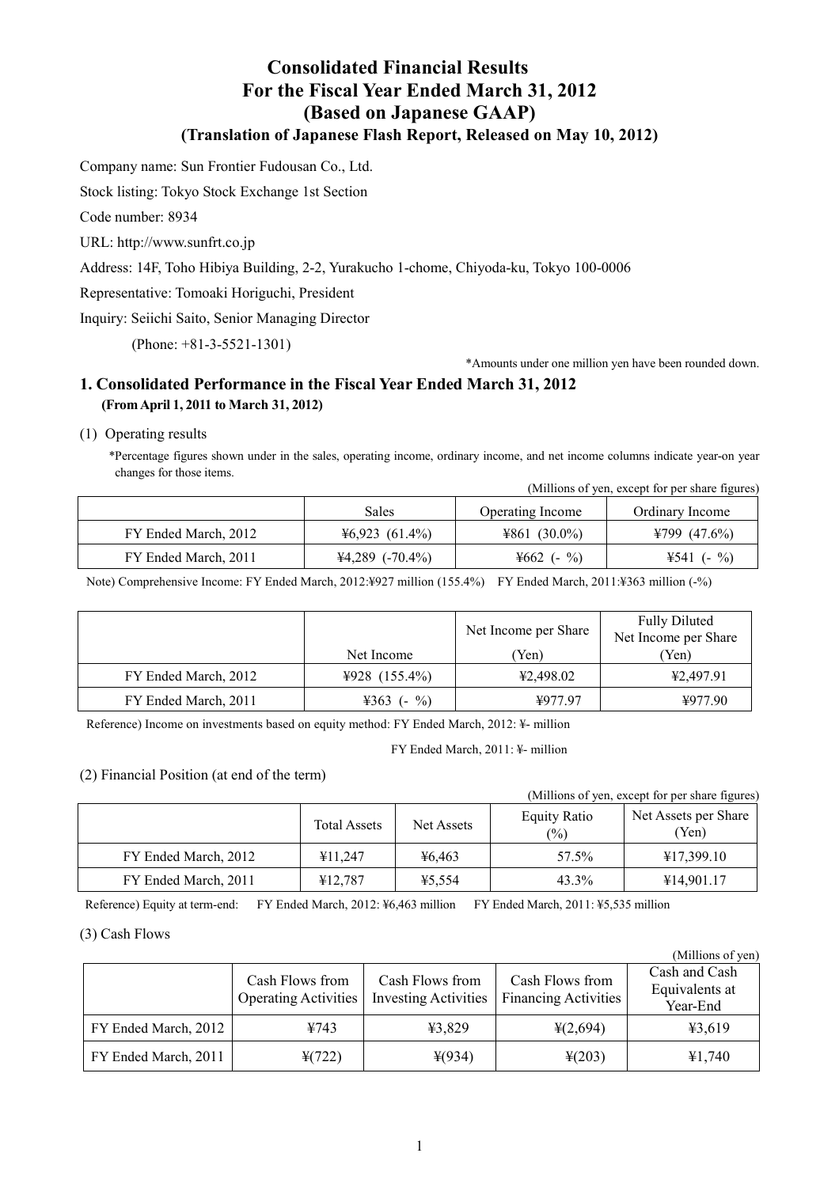# Consolidated Financial Results
# For the Fiscal Year Ended March 31, 2012
# (Based on Japanese GAAP)
## (Translation of Japanese Flash Report, Released on May 10, 2012)

Company name: Sun Frontier Fudousan Co., Ltd.

Stock listing: Tokyo Stock Exchange 1st Section

Code number: 8934

URL: http://www.sunfrt.co.jp

Address: 14F, Toho Hibiya Building, 2-2, Yurakucho 1-chome, Chiyoda-ku, Tokyo 100-0006

Representative: Tomoaki Horiguchi, President

Inquiry: Seiichi Saito, Senior Managing Director

(Phone: +81-3-5521-1301)

*Amounts under one million yen have been rounded down.

## 1. Consolidated Performance in the Fiscal Year Ended March 31, 2012
**(From April 1, 2011 to March 31, 2012)**

(1) Operating results

*Percentage figures shown under in the sales, operating income, ordinary income, and net income columns indicate year-on year changes for those items.

(Millions of yen, except for per share figures)

| | Sales | Operating Income | Ordinary Income |
|---|---|---|---|
| FY Ended March, 2012 | ¥6,923 (61.4%) | ¥861 (30.0%) | ¥799 (47.6%) |
| FY Ended March, 2011 | ¥4,289 (-70.4%) | ¥662 (- %) | ¥541 (- %) |

Note) Comprehensive Income: FY Ended March, 2012:¥927 million (155.4%) FY Ended March, 2011:¥363 million (-%)

| | Net Income | Net Income per Share (Yen) | Fully Diluted Net Income per Share (Yen) |
|---|---|---|---|
| FY Ended March, 2012 | ¥928 (155.4%) | ¥2,498.02 | ¥2,497.91 |
| FY Ended March, 2011 | ¥363 (- %) | ¥977.97 | ¥977.90 |

Reference) Income on investments based on equity method: FY Ended March, 2012: ¥- million

FY Ended March, 2011: ¥- million

(2) Financial Position (at end of the term)

(Millions of yen, except for per share figures)

| | Total Assets | Net Assets | Equity Ratio (%) | Net Assets per Share (Yen) |
|---|---|---|---|---|
| FY Ended March, 2012 | ¥11,247 | ¥6,463 | 57.5% | ¥17,399.10 |
| FY Ended March, 2011 | ¥12,787 | ¥5,554 | 43.3% | ¥14,901.17 |

Reference) Equity at term-end: FY Ended March, 2012: ¥6,463 million FY Ended March, 2011: ¥5,535 million

(3) Cash Flows

(Millions of yen)

| | Cash Flows from Operating Activities | Cash Flows from Investing Activities | Cash Flows from Financing Activities | Cash and Cash Equivalents at Year-End |
|---|---|---|---|---|
| FY Ended March, 2012 | ¥743 | ¥3,829 | ¥(2,694) | ¥3,619 |
| FY Ended March, 2011 | ¥(722) | ¥(934) | ¥(203) | ¥1,740 |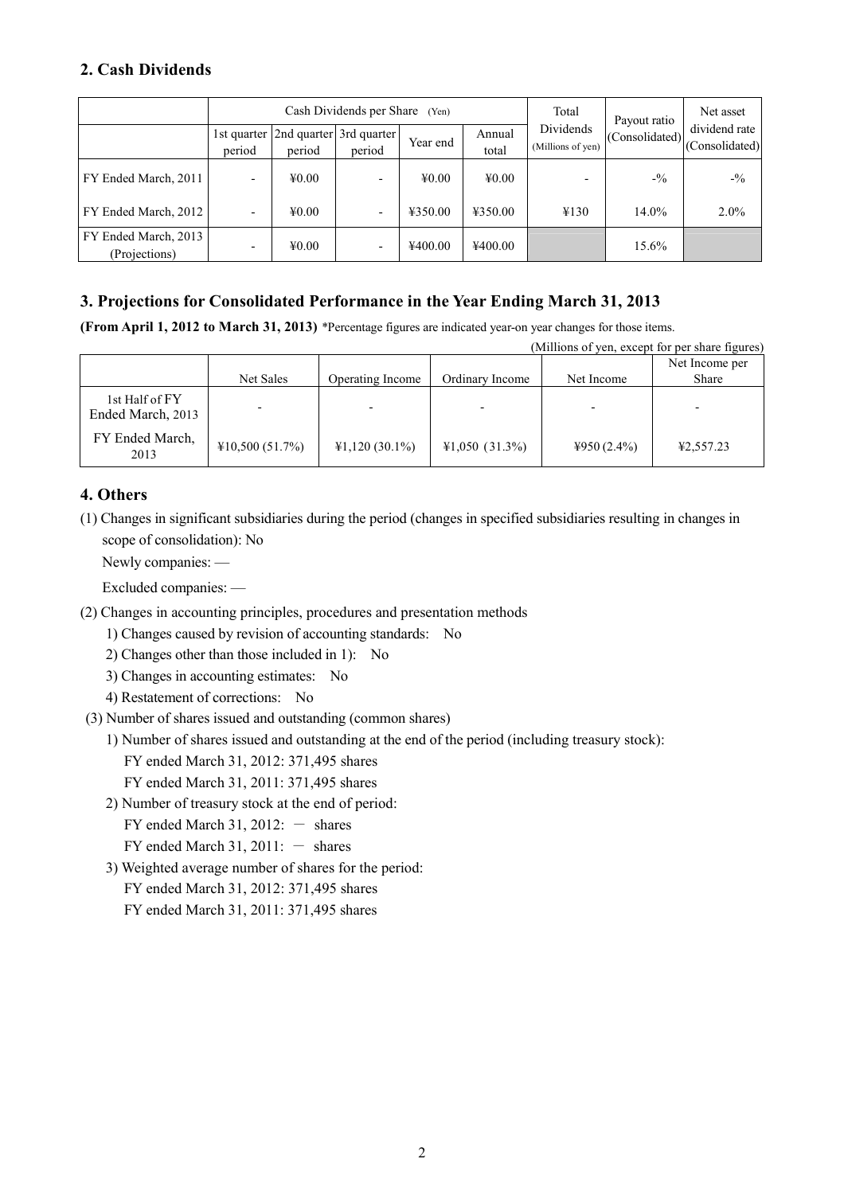## 2. Cash Dividends

| | Cash Dividends per Share (Yen) | | | | | Total Dividends (Millions of yen) | Payout ratio (Consolidated) | Net asset dividend rate (Consolidated) |
|---|---|---|---|---|---|---|---|---|
| | 1st quarter period | 2nd quarter period | 3rd quarter period | Year end | Annual total | | | |
| FY Ended March, 2011 | - | ¥0.00 | - | ¥0.00 | ¥0.00 | - | -% | -% |
| FY Ended March, 2012 | - | ¥0.00 | - | ¥350.00 | ¥350.00 | ¥130 | 14.0% | 2.0% |
| FY Ended March, 2013 (Projections) | - | ¥0.00 | - | ¥400.00 | ¥400.00 | | 15.6% | |

## 3. Projections for Consolidated Performance in the Year Ending March 31, 2013

**(From April 1, 2012 to March 31, 2013)** *Percentage figures are indicated year-on year changes for those items.

(Millions of yen, except for per share figures)

| | Net Sales | Operating Income | Ordinary Income | Net Income | Net Income per Share |
|---|---|---|---|---|---|
| 1st Half of FY Ended March, 2013 | - | - | - | - | - |
| FY Ended March, 2013 | ¥10,500 (51.7%) | ¥1,120 (30.1%) | ¥1,050 (31.3%) | ¥950 (2.4%) | ¥2,557.23 |

## 4. Others

(1) Changes in significant subsidiaries during the period (changes in specified subsidiaries resulting in changes in scope of consolidation): No

Newly companies: —

Excluded companies: —

(2) Changes in accounting principles, procedures and presentation methods

1) Changes caused by revision of accounting standards: No

2) Changes other than those included in 1): No

3) Changes in accounting estimates: No

4) Restatement of corrections: No

(3) Number of shares issued and outstanding (common shares)

1) Number of shares issued and outstanding at the end of the period (including treasury stock):

FY ended March 31, 2012: 371,495 shares

FY ended March 31, 2011: 371,495 shares

2) Number of treasury stock at the end of period:

FY ended March 31, 2012: − shares

FY ended March 31, 2011: − shares

3) Weighted average number of shares for the period:

FY ended March 31, 2012: 371,495 shares

FY ended March 31, 2011: 371,495 shares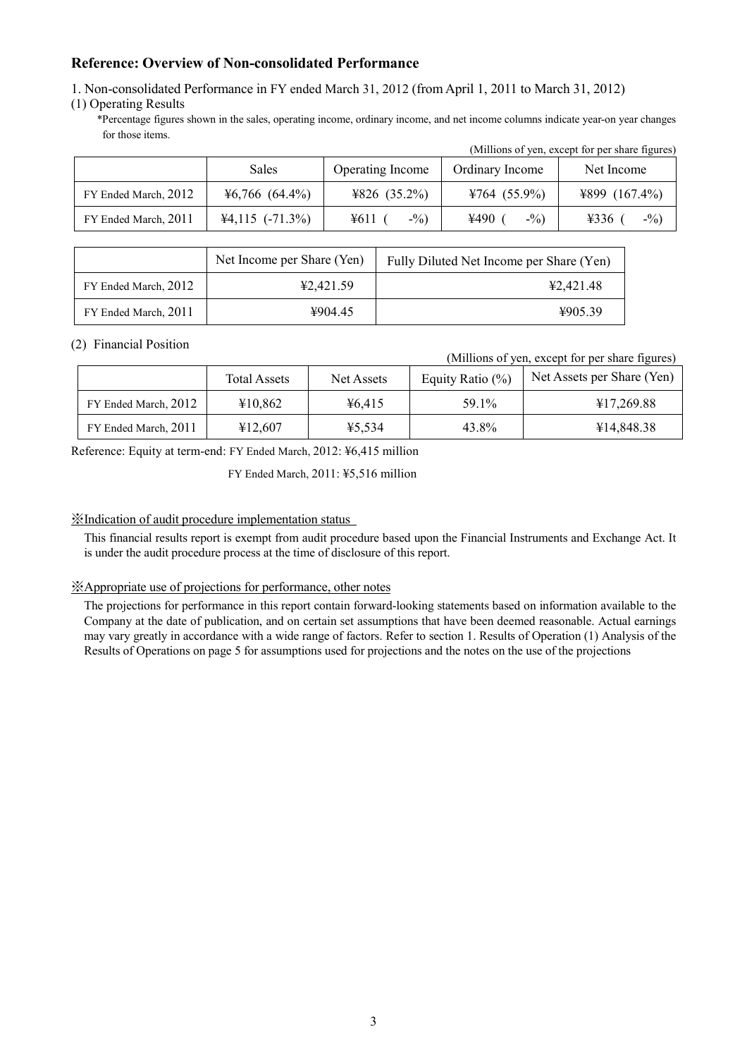## Reference: Overview of Non-consolidated Performance

1. Non-consolidated Performance in FY ended March 31, 2012 (from April 1, 2011 to March 31, 2012)

(1) Operating Results

*Percentage figures shown in the sales, operating income, ordinary income, and net income columns indicate year-on year changes for those items.

(Millions of yen, except for per share figures)

| | Sales | Operating Income | Ordinary Income | Net Income |
|---|---|---|---|---|
| FY Ended March, 2012 | ¥6,766 (64.4%) | ¥826 (35.2%) | ¥764 (55.9%) | ¥899 (167.4%) |
| FY Ended March, 2011 | ¥4,115 (-71.3%) | ¥611 ( -%) | ¥490 ( -%) | ¥336 ( -%) |

| | Net Income per Share (Yen) | Fully Diluted Net Income per Share (Yen) |
|---|---|---|
| FY Ended March, 2012 | ¥2,421.59 | ¥2,421.48 |
| FY Ended March, 2011 | ¥904.45 | ¥905.39 |

(2) Financial Position

(Millions of yen, except for per share figures)

| | Total Assets | Net Assets | Equity Ratio (%) | Net Assets per Share (Yen) |
|---|---|---|---|---|
| FY Ended March, 2012 | ¥10,862 | ¥6,415 | 59.1% | ¥17,269.88 |
| FY Ended March, 2011 | ¥12,607 | ¥5,534 | 43.8% | ¥14,848.38 |

Reference: Equity at term-end: FY Ended March, 2012: ¥6,415 million

FY Ended March, 2011: ¥5,516 million

※Indication of audit procedure implementation status

This financial results report is exempt from audit procedure based upon the Financial Instruments and Exchange Act. It is under the audit procedure process at the time of disclosure of this report.

※Appropriate use of projections for performance, other notes

The projections for performance in this report contain forward-looking statements based on information available to the Company at the date of publication, and on certain set assumptions that have been deemed reasonable. Actual earnings may vary greatly in accordance with a wide range of factors. Refer to section 1. Results of Operation (1) Analysis of the Results of Operations on page 5 for assumptions used for projections and the notes on the use of the projections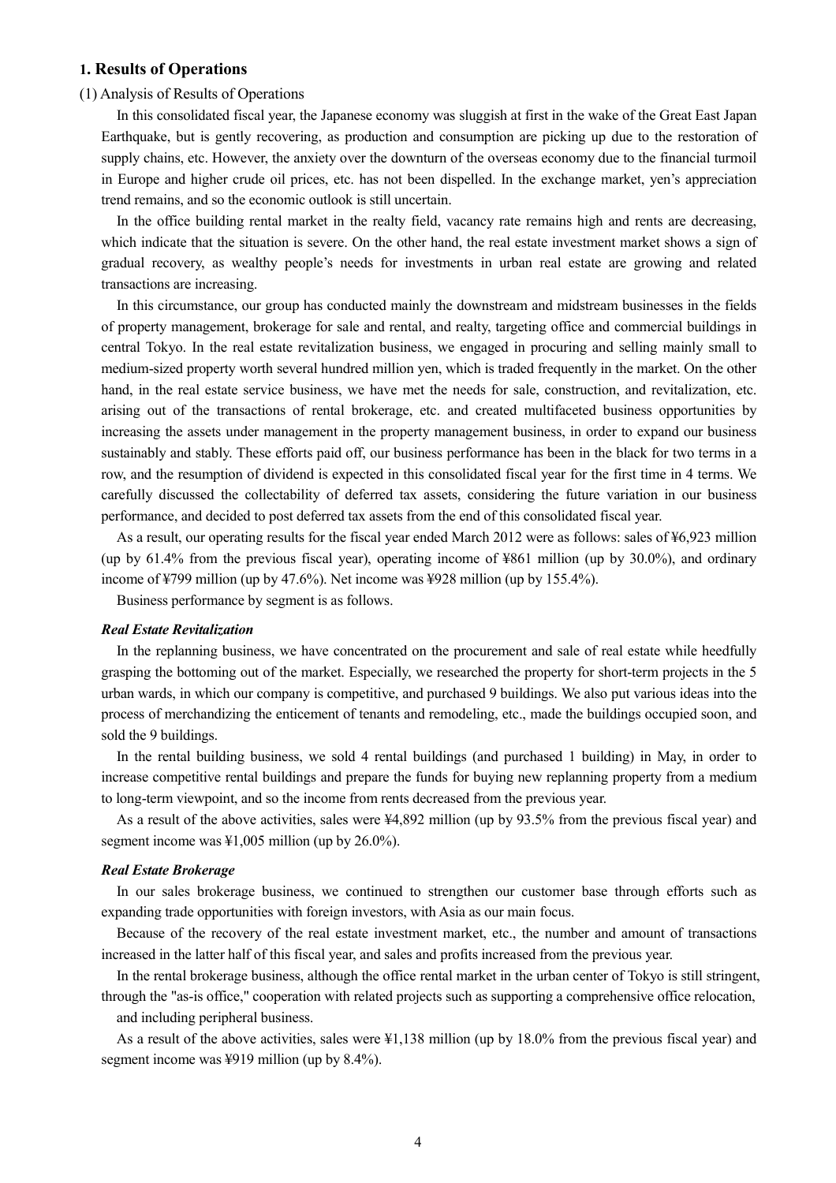## 1. Results of Operations

(1) Analysis of Results of Operations

In this consolidated fiscal year, the Japanese economy was sluggish at first in the wake of the Great East Japan Earthquake, but is gently recovering, as production and consumption are picking up due to the restoration of supply chains, etc. However, the anxiety over the downturn of the overseas economy due to the financial turmoil in Europe and higher crude oil prices, etc. has not been dispelled. In the exchange market, yen's appreciation trend remains, and so the economic outlook is still uncertain.

In the office building rental market in the realty field, vacancy rate remains high and rents are decreasing, which indicate that the situation is severe. On the other hand, the real estate investment market shows a sign of gradual recovery, as wealthy people's needs for investments in urban real estate are growing and related transactions are increasing.

In this circumstance, our group has conducted mainly the downstream and midstream businesses in the fields of property management, brokerage for sale and rental, and realty, targeting office and commercial buildings in central Tokyo. In the real estate revitalization business, we engaged in procuring and selling mainly small to medium-sized property worth several hundred million yen, which is traded frequently in the market. On the other hand, in the real estate service business, we have met the needs for sale, construction, and revitalization, etc. arising out of the transactions of rental brokerage, etc. and created multifaceted business opportunities by increasing the assets under management in the property management business, in order to expand our business sustainably and stably. These efforts paid off, our business performance has been in the black for two terms in a row, and the resumption of dividend is expected in this consolidated fiscal year for the first time in 4 terms. We carefully discussed the collectability of deferred tax assets, considering the future variation in our business performance, and decided to post deferred tax assets from the end of this consolidated fiscal year.

As a result, our operating results for the fiscal year ended March 2012 were as follows: sales of ¥6,923 million (up by 61.4% from the previous fiscal year), operating income of ¥861 million (up by 30.0%), and ordinary income of ¥799 million (up by 47.6%). Net income was ¥928 million (up by 155.4%).

Business performance by segment is as follows.

### *Real Estate Revitalization*

In the replanning business, we have concentrated on the procurement and sale of real estate while heedfully grasping the bottoming out of the market. Especially, we researched the property for short-term projects in the 5 urban wards, in which our company is competitive, and purchased 9 buildings. We also put various ideas into the process of merchandizing the enticement of tenants and remodeling, etc., made the buildings occupied soon, and sold the 9 buildings.

In the rental building business, we sold 4 rental buildings (and purchased 1 building) in May, in order to increase competitive rental buildings and prepare the funds for buying new replanning property from a medium to long-term viewpoint, and so the income from rents decreased from the previous year.

As a result of the above activities, sales were ¥4,892 million (up by 93.5% from the previous fiscal year) and segment income was ¥1,005 million (up by 26.0%).

### *Real Estate Brokerage*

In our sales brokerage business, we continued to strengthen our customer base through efforts such as expanding trade opportunities with foreign investors, with Asia as our main focus.

Because of the recovery of the real estate investment market, etc., the number and amount of transactions increased in the latter half of this fiscal year, and sales and profits increased from the previous year.

In the rental brokerage business, although the office rental market in the urban center of Tokyo is still stringent, through the "as-is office," cooperation with related projects such as supporting a comprehensive office relocation, and including peripheral business.

As a result of the above activities, sales were ¥1,138 million (up by 18.0% from the previous fiscal year) and segment income was ¥919 million (up by 8.4%).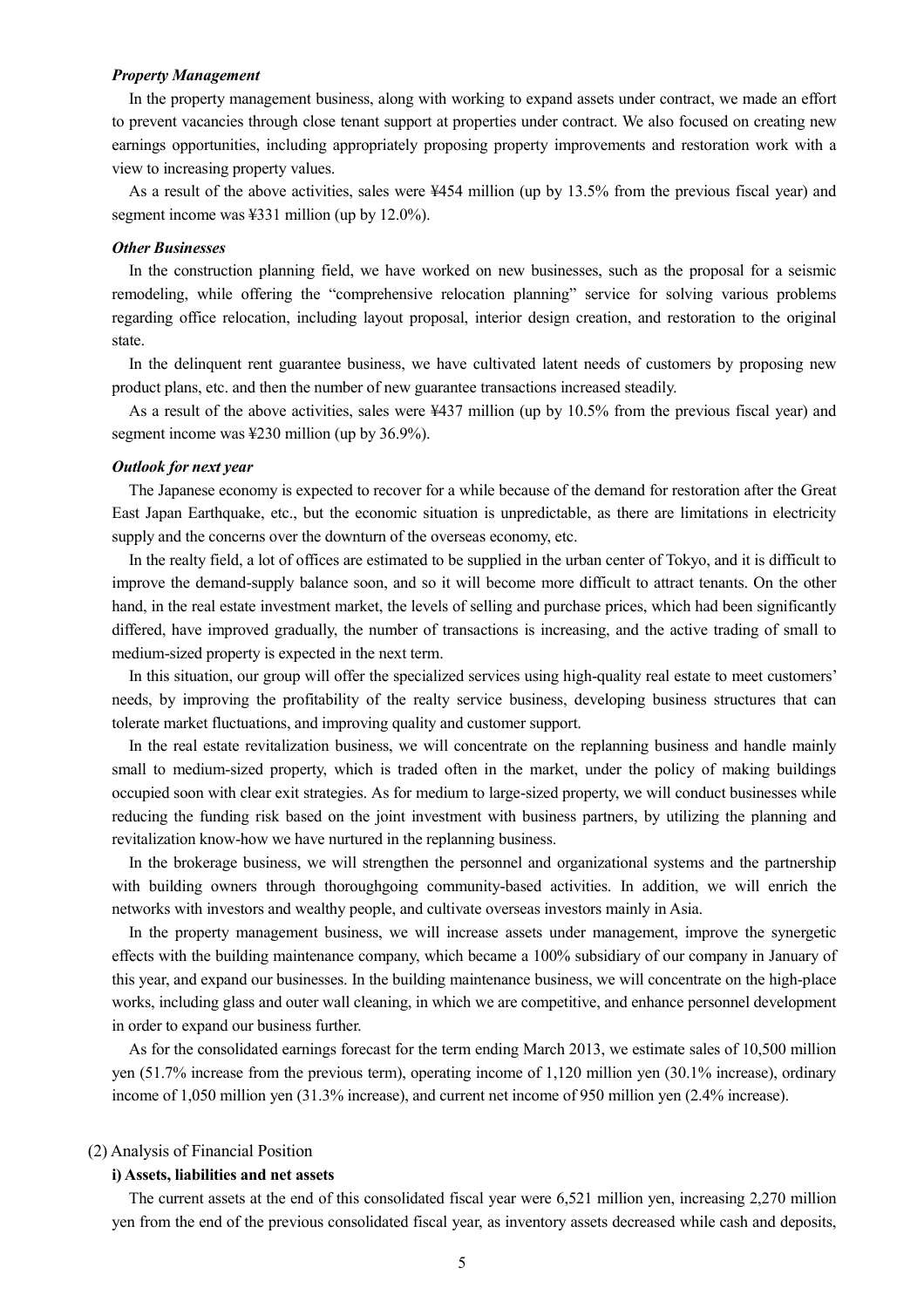***Property Management***

In the property management business, along with working to expand assets under contract, we made an effort to prevent vacancies through close tenant support at properties under contract. We also focused on creating new earnings opportunities, including appropriately proposing property improvements and restoration work with a view to increasing property values.

As a result of the above activities, sales were ¥454 million (up by 13.5% from the previous fiscal year) and segment income was ¥331 million (up by 12.0%).

***Other Businesses***

In the construction planning field, we have worked on new businesses, such as the proposal for a seismic remodeling, while offering the "comprehensive relocation planning" service for solving various problems regarding office relocation, including layout proposal, interior design creation, and restoration to the original state.

In the delinquent rent guarantee business, we have cultivated latent needs of customers by proposing new product plans, etc. and then the number of new guarantee transactions increased steadily.

As a result of the above activities, sales were ¥437 million (up by 10.5% from the previous fiscal year) and segment income was ¥230 million (up by 36.9%).

***Outlook for next year***

The Japanese economy is expected to recover for a while because of the demand for restoration after the Great East Japan Earthquake, etc., but the economic situation is unpredictable, as there are limitations in electricity supply and the concerns over the downturn of the overseas economy, etc.

In the realty field, a lot of offices are estimated to be supplied in the urban center of Tokyo, and it is difficult to improve the demand-supply balance soon, and so it will become more difficult to attract tenants. On the other hand, in the real estate investment market, the levels of selling and purchase prices, which had been significantly differed, have improved gradually, the number of transactions is increasing, and the active trading of small to medium-sized property is expected in the next term.

In this situation, our group will offer the specialized services using high-quality real estate to meet customers' needs, by improving the profitability of the realty service business, developing business structures that can tolerate market fluctuations, and improving quality and customer support.

In the real estate revitalization business, we will concentrate on the replanning business and handle mainly small to medium-sized property, which is traded often in the market, under the policy of making buildings occupied soon with clear exit strategies. As for medium to large-sized property, we will conduct businesses while reducing the funding risk based on the joint investment with business partners, by utilizing the planning and revitalization know-how we have nurtured in the replanning business.

In the brokerage business, we will strengthen the personnel and organizational systems and the partnership with building owners through thoroughgoing community-based activities. In addition, we will enrich the networks with investors and wealthy people, and cultivate overseas investors mainly in Asia.

In the property management business, we will increase assets under management, improve the synergetic effects with the building maintenance company, which became a 100% subsidiary of our company in January of this year, and expand our businesses. In the building maintenance business, we will concentrate on the high-place works, including glass and outer wall cleaning, in which we are competitive, and enhance personnel development in order to expand our business further.

As for the consolidated earnings forecast for the term ending March 2013, we estimate sales of 10,500 million yen (51.7% increase from the previous term), operating income of 1,120 million yen (30.1% increase), ordinary income of 1,050 million yen (31.3% increase), and current net income of 950 million yen (2.4% increase).

(2) Analysis of Financial Position

**i) Assets, liabilities and net assets**

The current assets at the end of this consolidated fiscal year were 6,521 million yen, increasing 2,270 million yen from the end of the previous consolidated fiscal year, as inventory assets decreased while cash and deposits,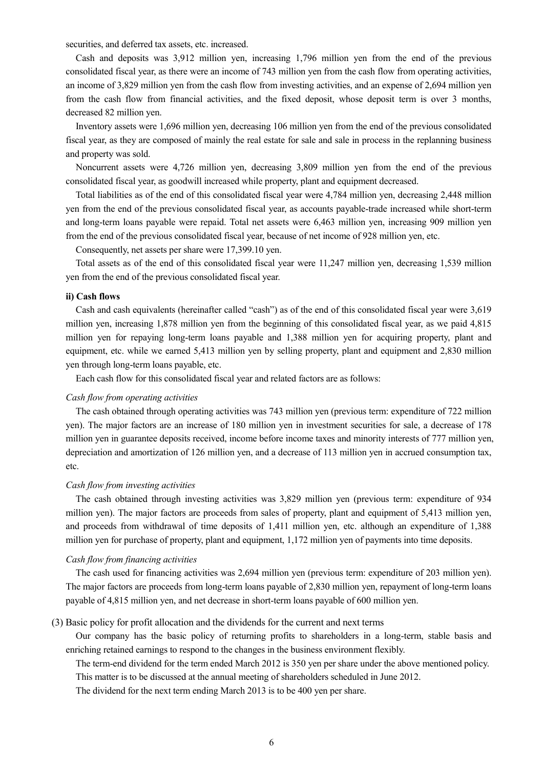securities, and deferred tax assets, etc. increased.

Cash and deposits was 3,912 million yen, increasing 1,796 million yen from the end of the previous consolidated fiscal year, as there were an income of 743 million yen from the cash flow from operating activities, an income of 3,829 million yen from the cash flow from investing activities, and an expense of 2,694 million yen from the cash flow from financial activities, and the fixed deposit, whose deposit term is over 3 months, decreased 82 million yen.

Inventory assets were 1,696 million yen, decreasing 106 million yen from the end of the previous consolidated fiscal year, as they are composed of mainly the real estate for sale and sale in process in the replanning business and property was sold.

Noncurrent assets were 4,726 million yen, decreasing 3,809 million yen from the end of the previous consolidated fiscal year, as goodwill increased while property, plant and equipment decreased.

Total liabilities as of the end of this consolidated fiscal year were 4,784 million yen, decreasing 2,448 million yen from the end of the previous consolidated fiscal year, as accounts payable-trade increased while short-term and long-term loans payable were repaid. Total net assets were 6,463 million yen, increasing 909 million yen from the end of the previous consolidated fiscal year, because of net income of 928 million yen, etc.

Consequently, net assets per share were 17,399.10 yen.

Total assets as of the end of this consolidated fiscal year were 11,247 million yen, decreasing 1,539 million yen from the end of the previous consolidated fiscal year.

#### ii) Cash flows

Cash and cash equivalents (hereinafter called "cash") as of the end of this consolidated fiscal year were 3,619 million yen, increasing 1,878 million yen from the beginning of this consolidated fiscal year, as we paid 4,815 million yen for repaying long-term loans payable and 1,388 million yen for acquiring property, plant and equipment, etc. while we earned 5,413 million yen by selling property, plant and equipment and 2,830 million yen through long-term loans payable, etc.

Each cash flow for this consolidated fiscal year and related factors are as follows:

*Cash flow from operating activities*

The cash obtained through operating activities was 743 million yen (previous term: expenditure of 722 million yen). The major factors are an increase of 180 million yen in investment securities for sale, a decrease of 178 million yen in guarantee deposits received, income before income taxes and minority interests of 777 million yen, depreciation and amortization of 126 million yen, and a decrease of 113 million yen in accrued consumption tax, etc.

*Cash flow from investing activities*

The cash obtained through investing activities was 3,829 million yen (previous term: expenditure of 934 million yen). The major factors are proceeds from sales of property, plant and equipment of 5,413 million yen, and proceeds from withdrawal of time deposits of 1,411 million yen, etc. although an expenditure of 1,388 million yen for purchase of property, plant and equipment, 1,172 million yen of payments into time deposits.

*Cash flow from financing activities*

The cash used for financing activities was 2,694 million yen (previous term: expenditure of 203 million yen). The major factors are proceeds from long-term loans payable of 2,830 million yen, repayment of long-term loans payable of 4,815 million yen, and net decrease in short-term loans payable of 600 million yen.

(3) Basic policy for profit allocation and the dividends for the current and next terms

Our company has the basic policy of returning profits to shareholders in a long-term, stable basis and enriching retained earnings to respond to the changes in the business environment flexibly.

The term-end dividend for the term ended March 2012 is 350 yen per share under the above mentioned policy. This matter is to be discussed at the annual meeting of shareholders scheduled in June 2012.

The dividend for the next term ending March 2013 is to be 400 yen per share.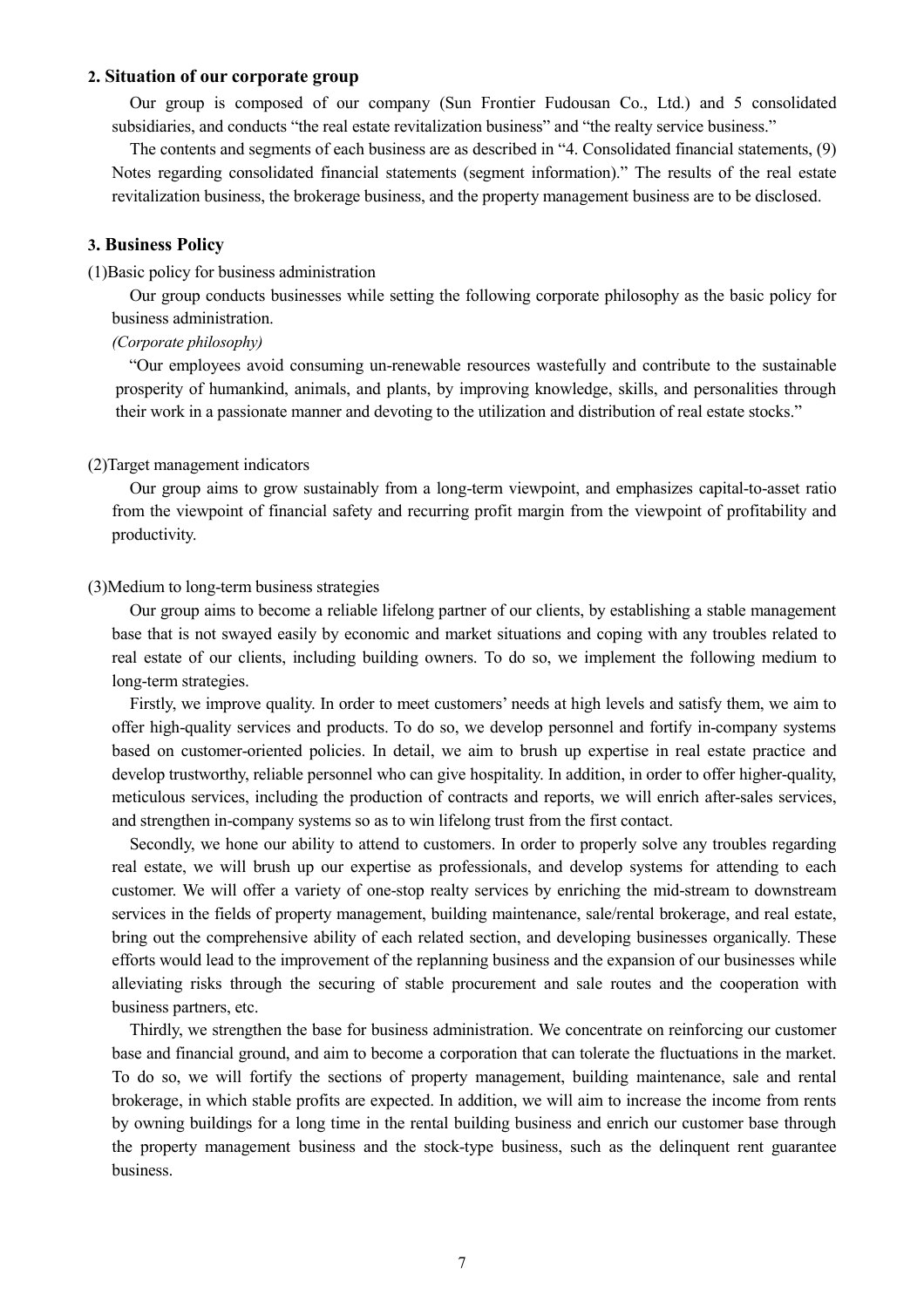## 2. Situation of our corporate group

Our group is composed of our company (Sun Frontier Fudousan Co., Ltd.) and 5 consolidated subsidiaries, and conducts “the real estate revitalization business” and “the realty service business.”

The contents and segments of each business are as described in “4. Consolidated financial statements, (9) Notes regarding consolidated financial statements (segment information).” The results of the real estate revitalization business, the brokerage business, and the property management business are to be disclosed.

## 3. Business Policy

(1)Basic policy for business administration

Our group conducts businesses while setting the following corporate philosophy as the basic policy for business administration.

*(Corporate philosophy)*

“Our employees avoid consuming un-renewable resources wastefully and contribute to the sustainable prosperity of humankind, animals, and plants, by improving knowledge, skills, and personalities through their work in a passionate manner and devoting to the utilization and distribution of real estate stocks.”

(2)Target management indicators

Our group aims to grow sustainably from a long-term viewpoint, and emphasizes capital-to-asset ratio from the viewpoint of financial safety and recurring profit margin from the viewpoint of profitability and productivity.

(3)Medium to long-term business strategies

Our group aims to become a reliable lifelong partner of our clients, by establishing a stable management base that is not swayed easily by economic and market situations and coping with any troubles related to real estate of our clients, including building owners. To do so, we implement the following medium to long-term strategies.

Firstly, we improve quality. In order to meet customers’ needs at high levels and satisfy them, we aim to offer high-quality services and products. To do so, we develop personnel and fortify in-company systems based on customer-oriented policies. In detail, we aim to brush up expertise in real estate practice and develop trustworthy, reliable personnel who can give hospitality. In addition, in order to offer higher-quality, meticulous services, including the production of contracts and reports, we will enrich after-sales services, and strengthen in-company systems so as to win lifelong trust from the first contact.

Secondly, we hone our ability to attend to customers. In order to properly solve any troubles regarding real estate, we will brush up our expertise as professionals, and develop systems for attending to each customer. We will offer a variety of one-stop realty services by enriching the mid-stream to downstream services in the fields of property management, building maintenance, sale/rental brokerage, and real estate, bring out the comprehensive ability of each related section, and developing businesses organically. These efforts would lead to the improvement of the replanning business and the expansion of our businesses while alleviating risks through the securing of stable procurement and sale routes and the cooperation with business partners, etc.

Thirdly, we strengthen the base for business administration. We concentrate on reinforcing our customer base and financial ground, and aim to become a corporation that can tolerate the fluctuations in the market. To do so, we will fortify the sections of property management, building maintenance, sale and rental brokerage, in which stable profits are expected. In addition, we will aim to increase the income from rents by owning buildings for a long time in the rental building business and enrich our customer base through the property management business and the stock-type business, such as the delinquent rent guarantee business.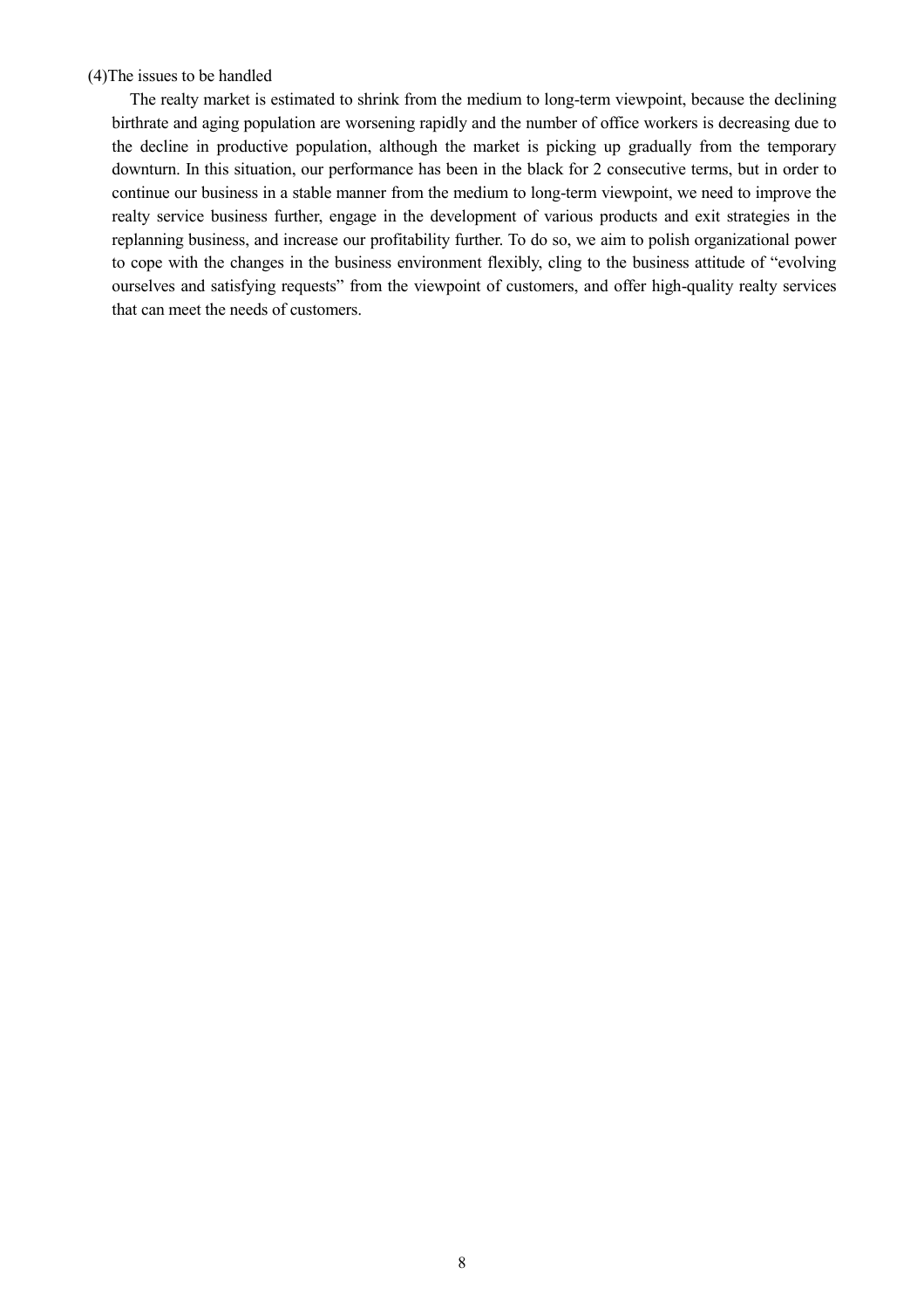### (4)The issues to be handled

The realty market is estimated to shrink from the medium to long-term viewpoint, because the declining birthrate and aging population are worsening rapidly and the number of office workers is decreasing due to the decline in productive population, although the market is picking up gradually from the temporary downturn. In this situation, our performance has been in the black for 2 consecutive terms, but in order to continue our business in a stable manner from the medium to long-term viewpoint, we need to improve the realty service business further, engage in the development of various products and exit strategies in the replanning business, and increase our profitability further. To do so, we aim to polish organizational power to cope with the changes in the business environment flexibly, cling to the business attitude of "evolving ourselves and satisfying requests" from the viewpoint of customers, and offer high-quality realty services that can meet the needs of customers.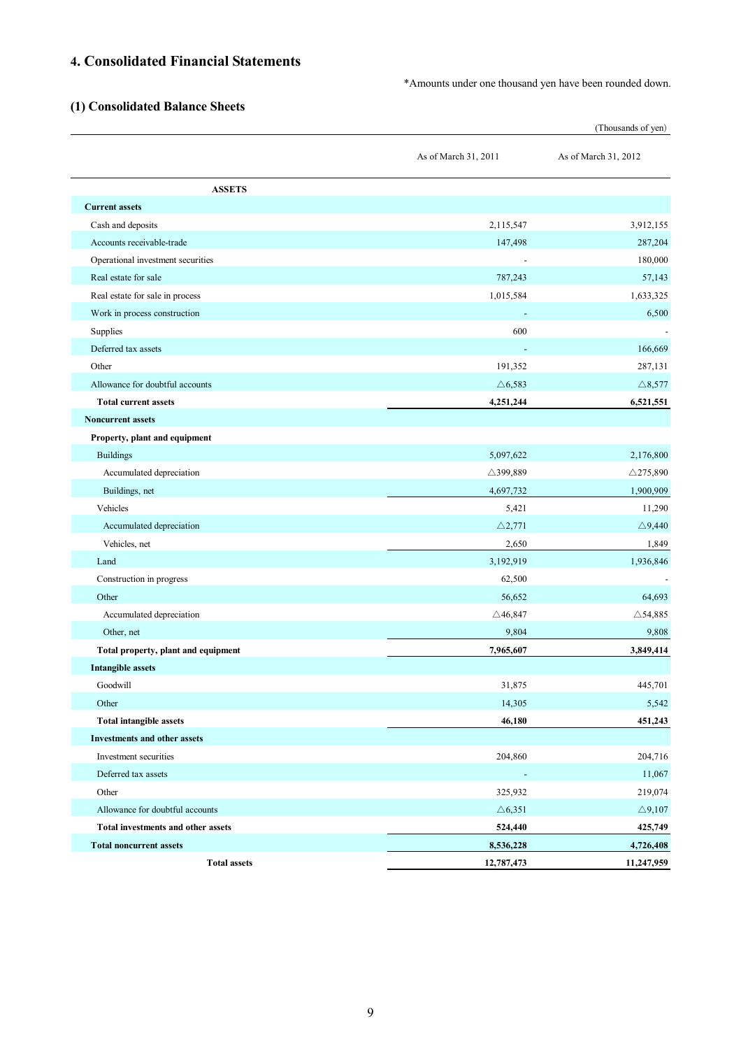## 4. Consolidated Financial Statements

*Amounts under one thousand yen have been rounded down.

### (1) Consolidated Balance Sheets

(Thousands of yen)

| | As of March 31, 2011 | As of March 31, 2012 |
|---|---|---|
| **ASSETS** | | |
| **Current assets** | | |
| Cash and deposits | 2,115,547 | 3,912,155 |
| Accounts receivable-trade | 147,498 | 287,204 |
| Operational investment securities | - | 180,000 |
| Real estate for sale | 787,243 | 57,143 |
| Real estate for sale in process | 1,015,584 | 1,633,325 |
| Work in process construction | - | 6,500 |
| Supplies | 600 | - |
| Deferred tax assets | - | 166,669 |
| Other | 191,352 | 287,131 |
| Allowance for doubtful accounts | △6,583 | △8,577 |
| **Total current assets** | **4,251,244** | **6,521,551** |
| **Noncurrent assets** | | |
| **Property, plant and equipment** | | |
| Buildings | 5,097,622 | 2,176,800 |
| Accumulated depreciation | △399,889 | △275,890 |
| Buildings, net | 4,697,732 | 1,900,909 |
| Vehicles | 5,421 | 11,290 |
| Accumulated depreciation | △2,771 | △9,440 |
| Vehicles, net | 2,650 | 1,849 |
| Land | 3,192,919 | 1,936,846 |
| Construction in progress | 62,500 | - |
| Other | 56,652 | 64,693 |
| Accumulated depreciation | △46,847 | △54,885 |
| Other, net | 9,804 | 9,808 |
| **Total property, plant and equipment** | **7,965,607** | **3,849,414** |
| **Intangible assets** | | |
| Goodwill | 31,875 | 445,701 |
| Other | 14,305 | 5,542 |
| **Total intangible assets** | **46,180** | **451,243** |
| **Investments and other assets** | | |
| Investment securities | 204,860 | 204,716 |
| Deferred tax assets | - | 11,067 |
| Other | 325,932 | 219,074 |
| Allowance for doubtful accounts | △6,351 | △9,107 |
| **Total investments and other assets** | **524,440** | **425,749** |
| **Total noncurrent assets** | **8,536,228** | **4,726,408** |
| **Total assets** | **12,787,473** | **11,247,959** |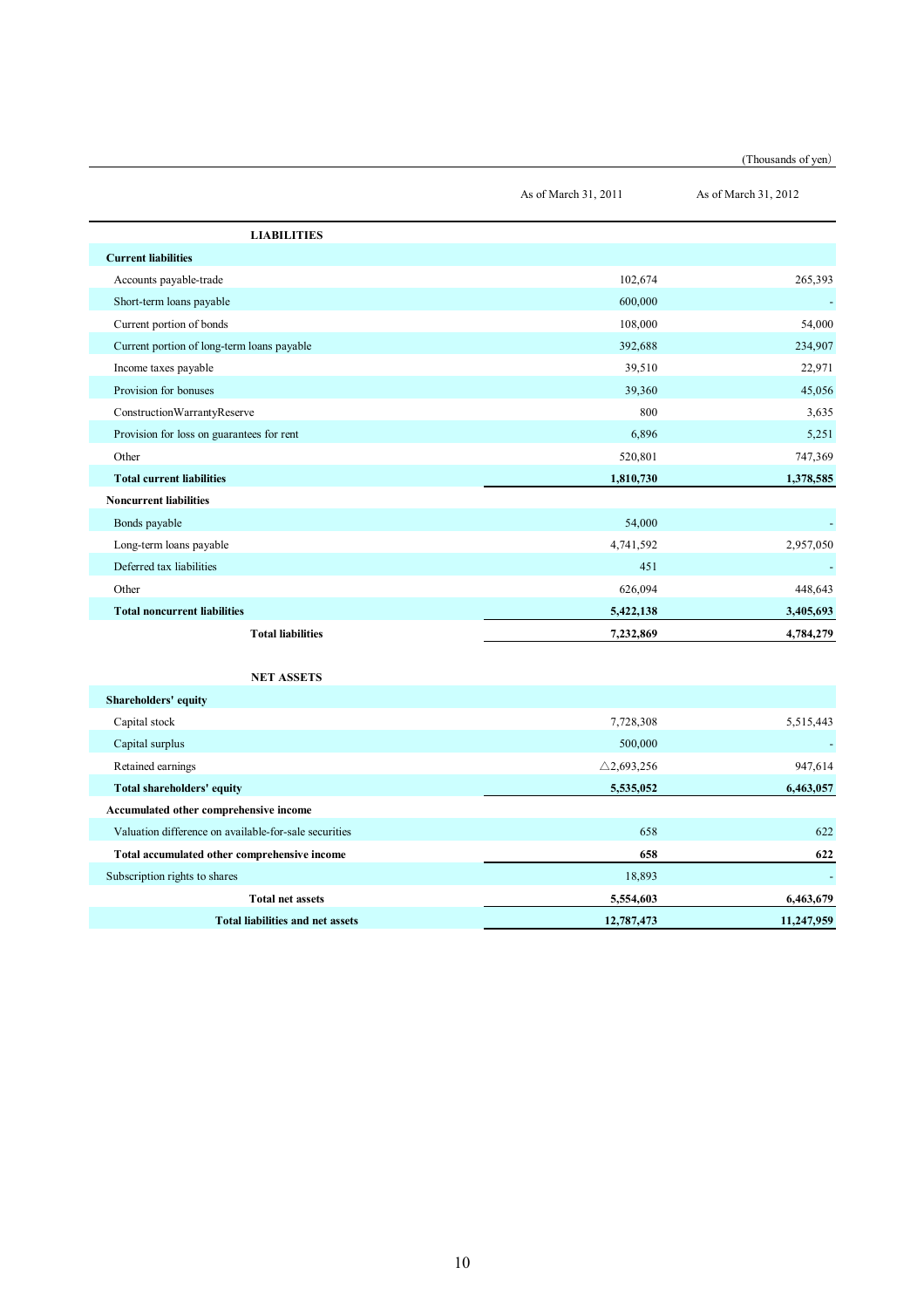(Thousands of yen)

| | As of March 31, 2011 | As of March 31, 2012 |
|---|---|---|
| **LIABILITIES** | | |
| **Current liabilities** | | |
| Accounts payable-trade | 102,674 | 265,393 |
| Short-term loans payable | 600,000 | - |
| Current portion of bonds | 108,000 | 54,000 |
| Current portion of long-term loans payable | 392,688 | 234,907 |
| Income taxes payable | 39,510 | 22,971 |
| Provision for bonuses | 39,360 | 45,056 |
| ConstructionWarrantyReserve | 800 | 3,635 |
| Provision for loss on guarantees for rent | 6,896 | 5,251 |
| Other | 520,801 | 747,369 |
| **Total current liabilities** | **1,810,730** | **1,378,585** |
| **Noncurrent liabilities** | | |
| Bonds payable | 54,000 | - |
| Long-term loans payable | 4,741,592 | 2,957,050 |
| Deferred tax liabilities | 451 | - |
| Other | 626,094 | 448,643 |
| **Total noncurrent liabilities** | **5,422,138** | **3,405,693** |
| **Total liabilities** | **7,232,869** | **4,784,279** |
| **NET ASSETS** | | |
| **Shareholders' equity** | | |
| Capital stock | 7,728,308 | 5,515,443 |
| Capital surplus | 500,000 | - |
| Retained earnings | △2,693,256 | 947,614 |
| **Total shareholders' equity** | **5,535,052** | **6,463,057** |
| **Accumulated other comprehensive income** | | |
| Valuation difference on available-for-sale securities | 658 | 622 |
| **Total accumulated other comprehensive income** | **658** | **622** |
| Subscription rights to shares | 18,893 | - |
| **Total net assets** | **5,554,603** | **6,463,679** |
| **Total liabilities and net assets** | **12,787,473** | **11,247,959** |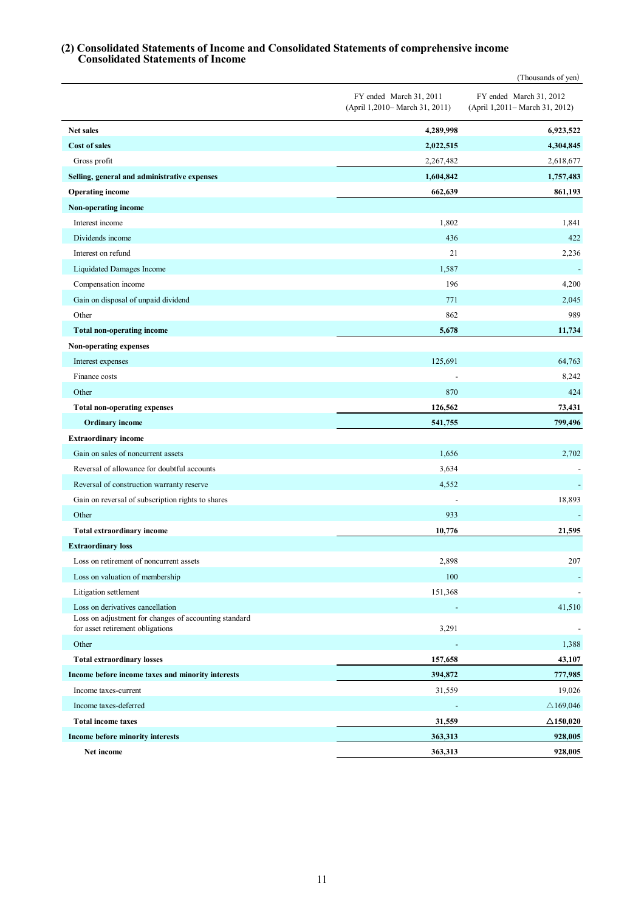### (2) Consolidated Statements of Income and Consolidated Statements of comprehensive income
### Consolidated Statements of Income

(Thousands of yen)

| | FY ended March 31, 2011 (April 1,2010– March 31, 2011) | FY ended March 31, 2012 (April 1,2011– March 31, 2012) |
|---|---|---|
| **Net sales** | **4,289,998** | **6,923,522** |
| **Cost of sales** | **2,022,515** | **4,304,845** |
| Gross profit | 2,267,482 | 2,618,677 |
| **Selling, general and administrative expenses** | **1,604,842** | **1,757,483** |
| **Operating income** | **662,639** | **861,193** |
| **Non-operating income** | | |
| Interest income | 1,802 | 1,841 |
| Dividends income | 436 | 422 |
| Interest on refund | 21 | 2,236 |
| Liquidated Damages Income | 1,587 | - |
| Compensation income | 196 | 4,200 |
| Gain on disposal of unpaid dividend | 771 | 2,045 |
| Other | 862 | 989 |
| **Total non-operating income** | **5,678** | **11,734** |
| **Non-operating expenses** | | |
| Interest expenses | 125,691 | 64,763 |
| Finance costs | - | 8,242 |
| Other | 870 | 424 |
| **Total non-operating expenses** | **126,562** | **73,431** |
| **Ordinary income** | **541,755** | **799,496** |
| **Extraordinary income** | | |
| Gain on sales of noncurrent assets | 1,656 | 2,702 |
| Reversal of allowance for doubtful accounts | 3,634 | - |
| Reversal of construction warranty reserve | 4,552 | - |
| Gain on reversal of subscription rights to shares | - | 18,893 |
| Other | 933 | - |
| **Total extraordinary income** | **10,776** | **21,595** |
| **Extraordinary loss** | | |
| Loss on retirement of noncurrent assets | 2,898 | 207 |
| Loss on valuation of membership | 100 | - |
| Litigation settlement | 151,368 | - |
| Loss on derivatives cancellation | - | 41,510 |
| Loss on adjustment for changes of accounting standard for asset retirement obligations | 3,291 | - |
| Other | - | 1,388 |
| **Total extraordinary losses** | **157,658** | **43,107** |
| **Income before income taxes and minority interests** | **394,872** | **777,985** |
| Income taxes-current | 31,559 | 19,026 |
| Income taxes-deferred | - | △169,046 |
| **Total income taxes** | **31,559** | **△150,020** |
| **Income before minority interests** | **363,313** | **928,005** |
| **Net income** | **363,313** | **928,005** |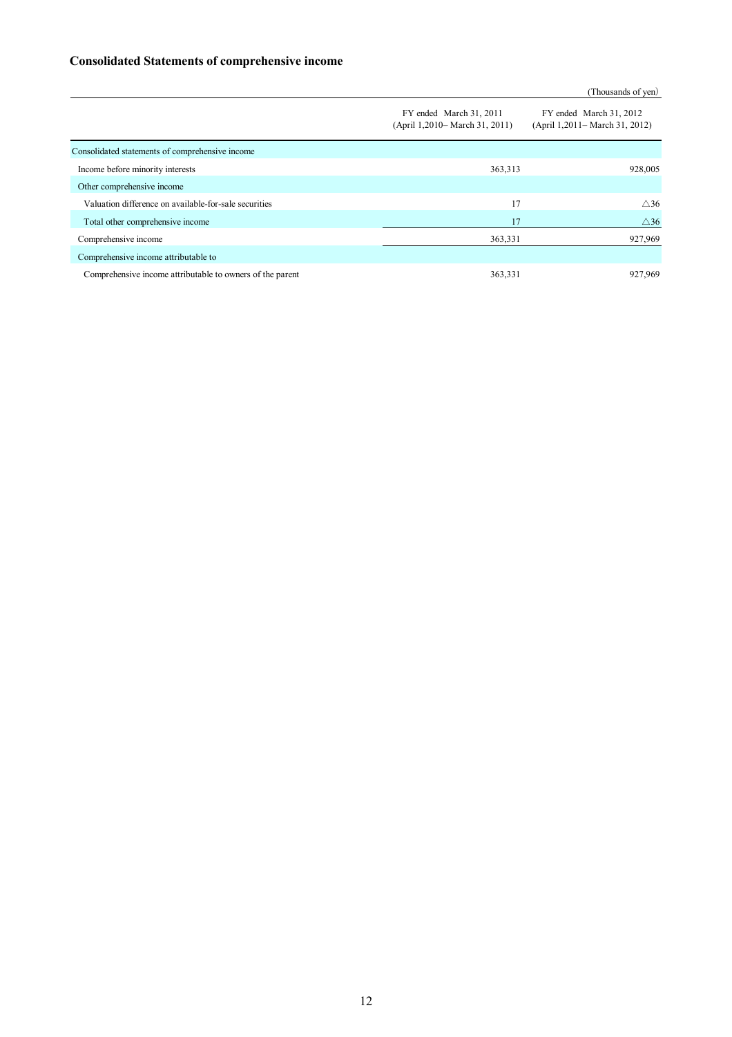## Consolidated Statements of comprehensive income

(Thousands of yen)

| | FY ended March 31, 2011 (April 1,2010– March 31, 2011) | FY ended March 31, 2012 (April 1,2011– March 31, 2012) |
|---|---|---|
| Consolidated statements of comprehensive income | | |
| Income before minority interests | 363,313 | 928,005 |
| Other comprehensive income | | |
| Valuation difference on available-for-sale securities | 17 | △36 |
| Total other comprehensive income | 17 | △36 |
| Comprehensive income | 363,331 | 927,969 |
| Comprehensive income attributable to | | |
| Comprehensive income attributable to owners of the parent | 363,331 | 927,969 |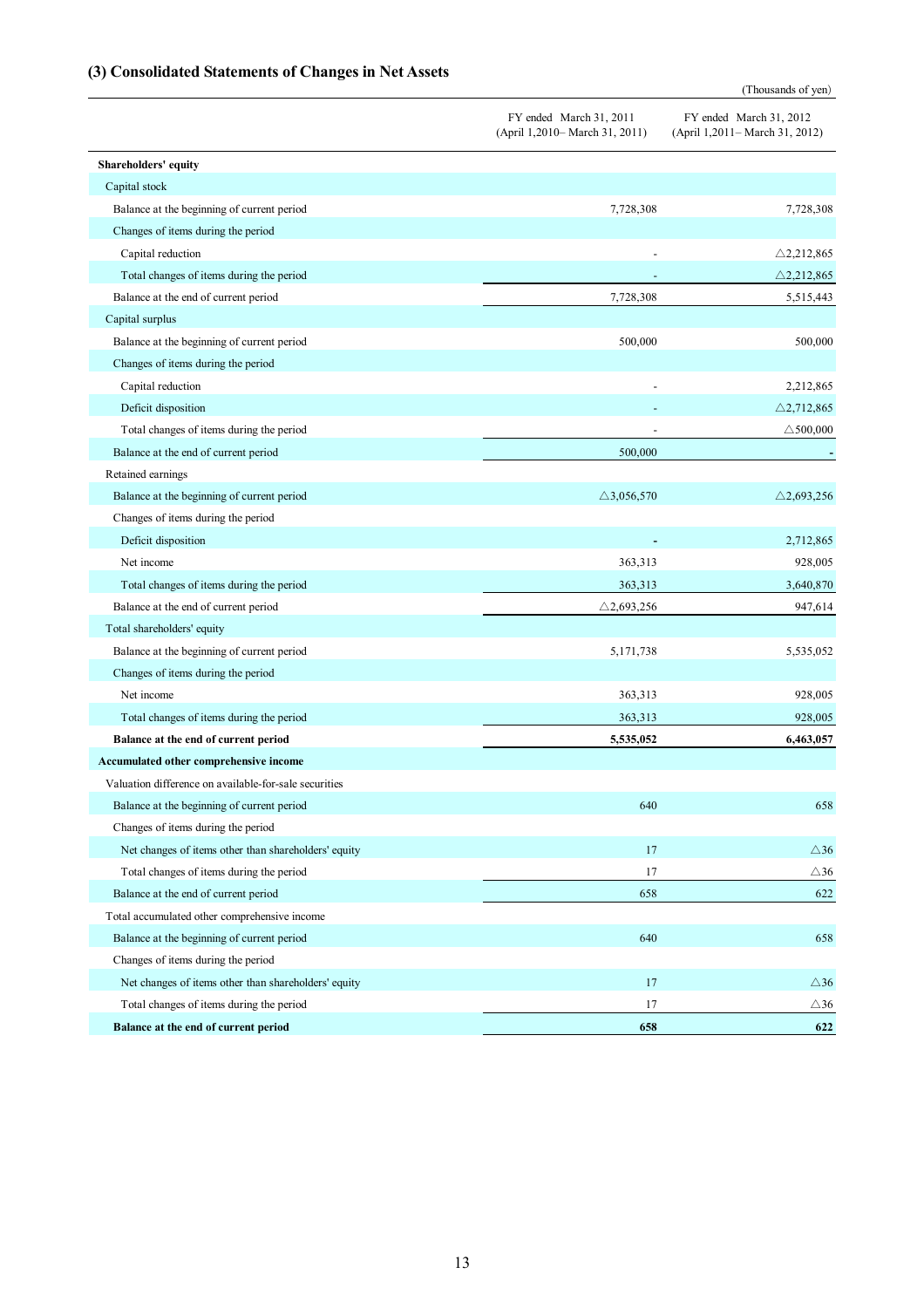### (3) Consolidated Statements of Changes in Net Assets

(Thousands of yen)

| | FY ended March 31, 2011 (April 1,2010– March 31, 2011) | FY ended March 31, 2012 (April 1,2011– March 31, 2012) |
|---|---|---|
| **Shareholders' equity** | | |
| Capital stock | | |
| Balance at the beginning of current period | 7,728,308 | 7,728,308 |
| Changes of items during the period | | |
| Capital reduction | - | △2,212,865 |
| Total changes of items during the period | - | △2,212,865 |
| Balance at the end of current period | 7,728,308 | 5,515,443 |
| Capital surplus | | |
| Balance at the beginning of current period | 500,000 | 500,000 |
| Changes of items during the period | | |
| Capital reduction | - | 2,212,865 |
| Deficit disposition | - | △2,712,865 |
| Total changes of items during the period | - | △500,000 |
| Balance at the end of current period | 500,000 | - |
| Retained earnings | | |
| Balance at the beginning of current period | △3,056,570 | △2,693,256 |
| Changes of items during the period | | |
| Deficit disposition | - | 2,712,865 |
| Net income | 363,313 | 928,005 |
| Total changes of items during the period | 363,313 | 3,640,870 |
| Balance at the end of current period | △2,693,256 | 947,614 |
| Total shareholders' equity | | |
| Balance at the beginning of current period | 5,171,738 | 5,535,052 |
| Changes of items during the period | | |
| Net income | 363,313 | 928,005 |
| Total changes of items during the period | 363,313 | 928,005 |
| **Balance at the end of current period** | **5,535,052** | **6,463,057** |
| **Accumulated other comprehensive income** | | |
| Valuation difference on available-for-sale securities | | |
| Balance at the beginning of current period | 640 | 658 |
| Changes of items during the period | | |
| Net changes of items other than shareholders' equity | 17 | △36 |
| Total changes of items during the period | 17 | △36 |
| Balance at the end of current period | 658 | 622 |
| Total accumulated other comprehensive income | | |
| Balance at the beginning of current period | 640 | 658 |
| Changes of items during the period | | |
| Net changes of items other than shareholders' equity | 17 | △36 |
| Total changes of items during the period | 17 | △36 |
| **Balance at the end of current period** | **658** | **622** |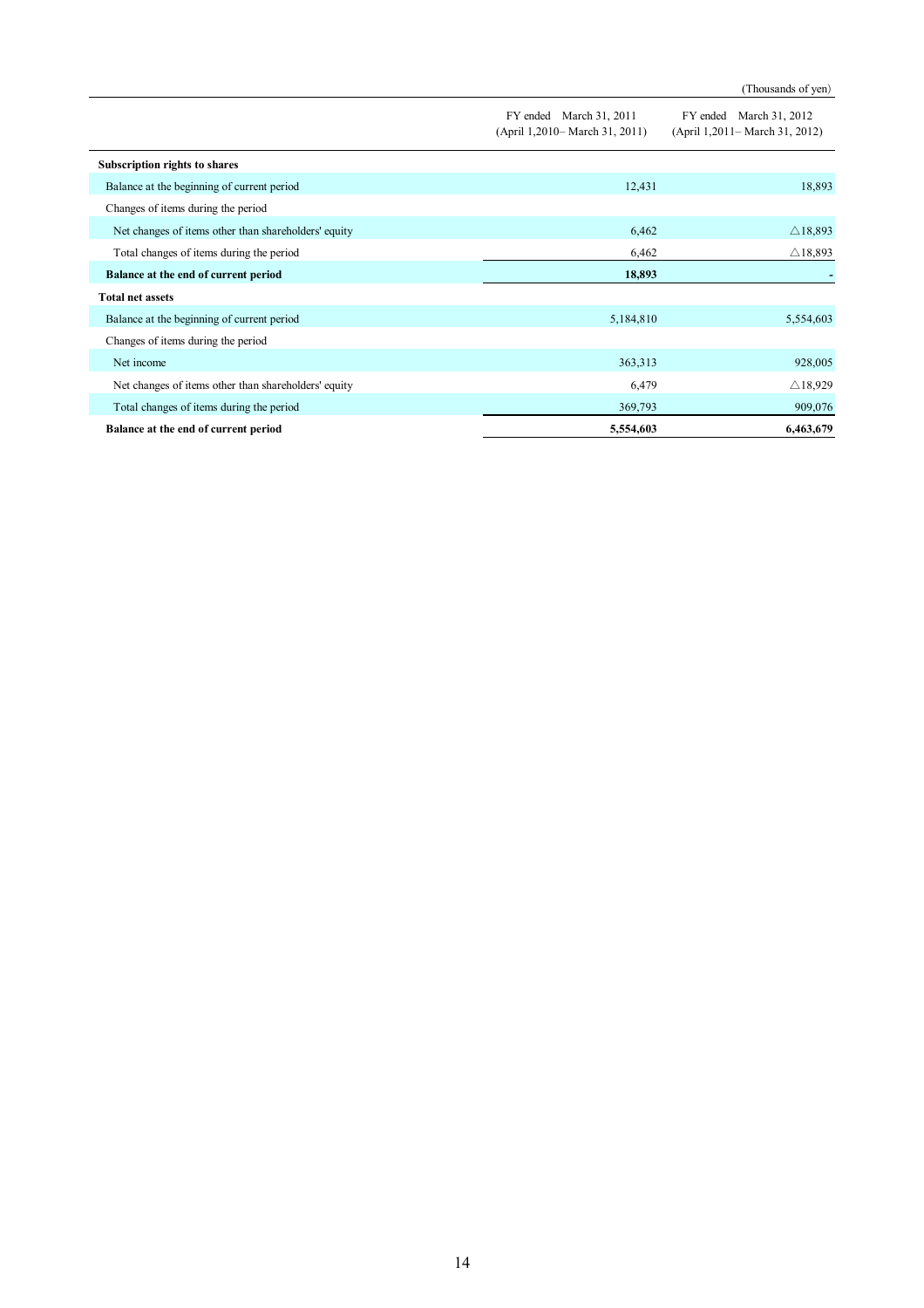(Thousands of yen)

| | FY ended March 31, 2011 (April 1,2010– March 31, 2011) | FY ended March 31, 2012 (April 1,2011– March 31, 2012) |
|---|---|---|
| **Subscription rights to shares** | | |
| Balance at the beginning of current period | 12,431 | 18,893 |
| Changes of items during the period | | |
| Net changes of items other than shareholders' equity | 6,462 | △18,893 |
| Total changes of items during the period | 6,462 | △18,893 |
| **Balance at the end of current period** | **18,893** | **-** |
| **Total net assets** | | |
| Balance at the beginning of current period | 5,184,810 | 5,554,603 |
| Changes of items during the period | | |
| Net income | 363,313 | 928,005 |
| Net changes of items other than shareholders' equity | 6,479 | △18,929 |
| Total changes of items during the period | 369,793 | 909,076 |
| **Balance at the end of current period** | **5,554,603** | **6,463,679** |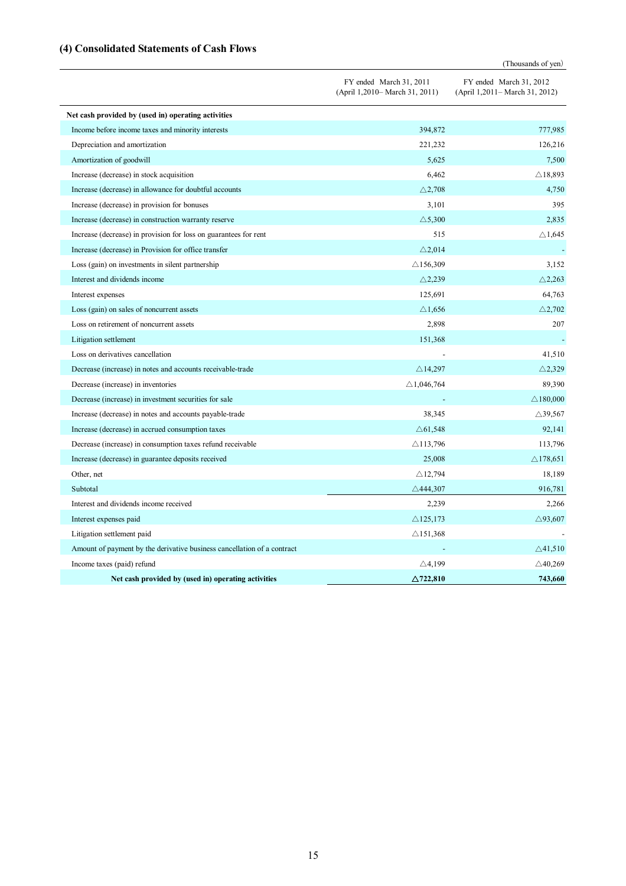### (4) Consolidated Statements of Cash Flows

(Thousands of yen)

| | FY ended March 31, 2011 (April 1,2010– March 31, 2011) | FY ended March 31, 2012 (April 1,2011– March 31, 2012) |
|---|---|---|
| **Net cash provided by (used in) operating activities** | | |
| Income before income taxes and minority interests | 394,872 | 777,985 |
| Depreciation and amortization | 221,232 | 126,216 |
| Amortization of goodwill | 5,625 | 7,500 |
| Increase (decrease) in stock acquisition | 6,462 | △18,893 |
| Increase (decrease) in allowance for doubtful accounts | △2,708 | 4,750 |
| Increase (decrease) in provision for bonuses | 3,101 | 395 |
| Increase (decrease) in construction warranty reserve | △5,300 | 2,835 |
| Increase (decrease) in provision for loss on guarantees for rent | 515 | △1,645 |
| Increase (decrease) in Provision for office transfer | △2,014 | - |
| Loss (gain) on investments in silent partnership | △156,309 | 3,152 |
| Interest and dividends income | △2,239 | △2,263 |
| Interest expenses | 125,691 | 64,763 |
| Loss (gain) on sales of noncurrent assets | △1,656 | △2,702 |
| Loss on retirement of noncurrent assets | 2,898 | 207 |
| Litigation settlement | 151,368 | - |
| Loss on derivatives cancellation | - | 41,510 |
| Decrease (increase) in notes and accounts receivable-trade | △14,297 | △2,329 |
| Decrease (increase) in inventories | △1,046,764 | 89,390 |
| Decrease (increase) in investment securities for sale | - | △180,000 |
| Increase (decrease) in notes and accounts payable-trade | 38,345 | △39,567 |
| Increase (decrease) in accrued consumption taxes | △61,548 | 92,141 |
| Decrease (increase) in consumption taxes refund receivable | △113,796 | 113,796 |
| Increase (decrease) in guarantee deposits received | 25,008 | △178,651 |
| Other, net | △12,794 | 18,189 |
| Subtotal | △444,307 | 916,781 |
| Interest and dividends income received | 2,239 | 2,266 |
| Interest expenses paid | △125,173 | △93,607 |
| Litigation settlement paid | △151,368 | - |
| Amount of payment by the derivative business cancellation of a contract | - | △41,510 |
| Income taxes (paid) refund | △4,199 | △40,269 |
| **Net cash provided by (used in) operating activities** | **△722,810** | **743,660** |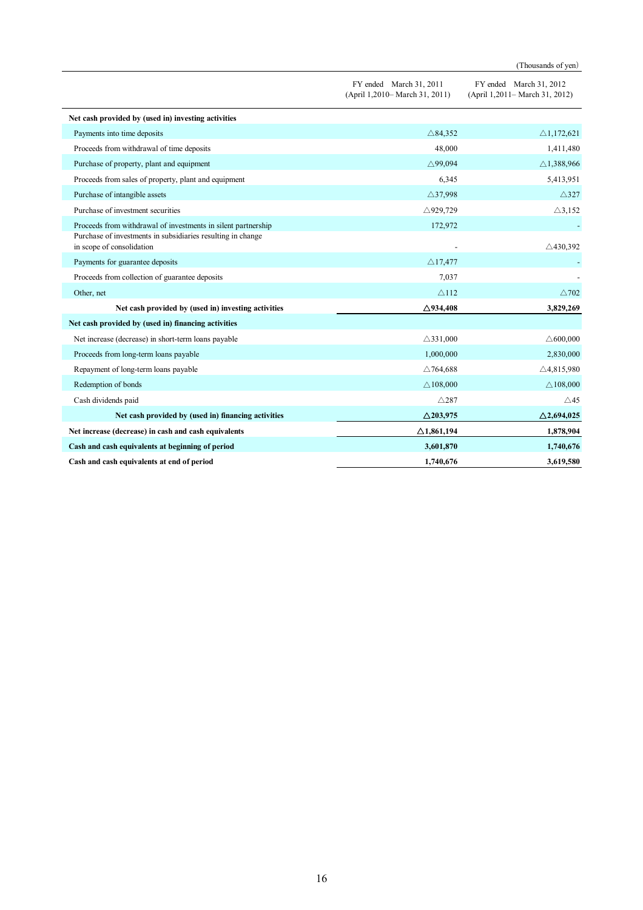(Thousands of yen)

| | FY ended March 31, 2011 (April 1,2010– March 31, 2011) | FY ended March 31, 2012 (April 1,2011– March 31, 2012) |
|---|---|---|
| **Net cash provided by (used in) investing activities** | | |
| Payments into time deposits | △84,352 | △1,172,621 |
| Proceeds from withdrawal of time deposits | 48,000 | 1,411,480 |
| Purchase of property, plant and equipment | △99,094 | △1,388,966 |
| Proceeds from sales of property, plant and equipment | 6,345 | 5,413,951 |
| Purchase of intangible assets | △37,998 | △327 |
| Purchase of investment securities | △929,729 | △3,152 |
| Proceeds from withdrawal of investments in silent partnership | 172,972 | - |
| Purchase of investments in subsidiaries resulting in change in scope of consolidation | - | △430,392 |
| Payments for guarantee deposits | △17,477 | - |
| Proceeds from collection of guarantee deposits | 7,037 | - |
| Other, net | △112 | △702 |
| **Net cash provided by (used in) investing activities** | **△934,408** | **3,829,269** |
| **Net cash provided by (used in) financing activities** | | |
| Net increase (decrease) in short-term loans payable | △331,000 | △600,000 |
| Proceeds from long-term loans payable | 1,000,000 | 2,830,000 |
| Repayment of long-term loans payable | △764,688 | △4,815,980 |
| Redemption of bonds | △108,000 | △108,000 |
| Cash dividends paid | △287 | △45 |
| **Net cash provided by (used in) financing activities** | **△203,975** | **△2,694,025** |
| **Net increase (decrease) in cash and cash equivalents** | **△1,861,194** | **1,878,904** |
| **Cash and cash equivalents at beginning of period** | **3,601,870** | **1,740,676** |
| **Cash and cash equivalents at end of period** | **1,740,676** | **3,619,580** |